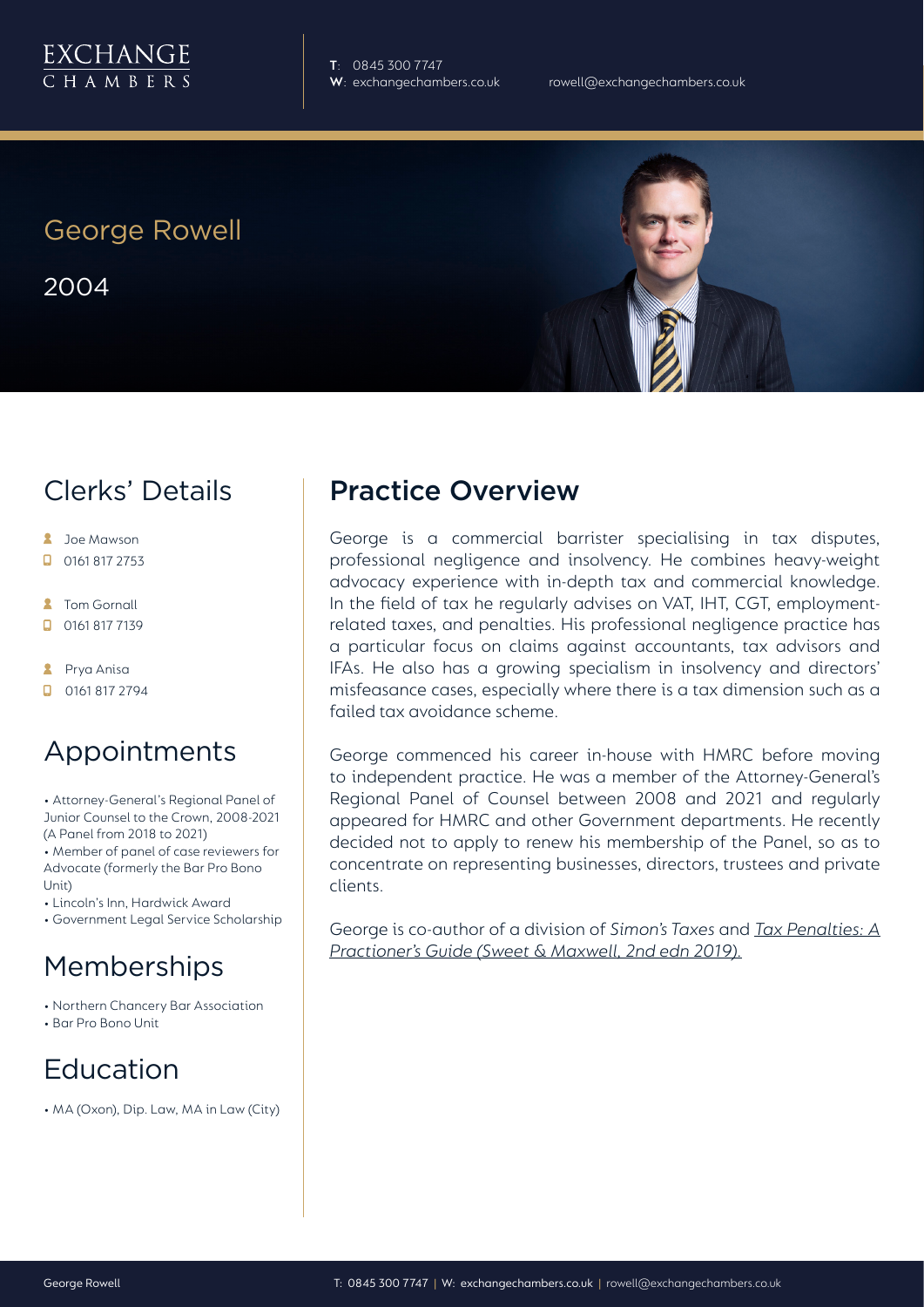EXCHANGE
CHAMBERS

**T**: 0845 300 7747
**W**: exchangechambers.co.uk

rowell@exchangechambers.co.uk

# George Rowell

2004

## Clerks' Details

Joe Mawson
0161 817 2753

Tom Gornall
0161 817 7139

Prya Anisa
0161 817 2794

## Appointments

- Attorney-General's Regional Panel of Junior Counsel to the Crown, 2008-2021 (A Panel from 2018 to 2021)
- Member of panel of case reviewers for Advocate (formerly the Bar Pro Bono Unit)
- Lincoln's Inn, Hardwick Award
- Government Legal Service Scholarship

## Memberships

- Northern Chancery Bar Association
- Bar Pro Bono Unit

## Education

- MA (Oxon), Dip. Law, MA in Law (City)

## Practice Overview

George is a commercial barrister specialising in tax disputes, professional negligence and insolvency. He combines heavy-weight advocacy experience with in-depth tax and commercial knowledge. In the field of tax he regularly advises on VAT, IHT, CGT, employment-related taxes, and penalties. His professional negligence practice has a particular focus on claims against accountants, tax advisors and IFAs. He also has a growing specialism in insolvency and directors' misfeasance cases, especially where there is a tax dimension such as a failed tax avoidance scheme.

George commenced his career in-house with HMRC before moving to independent practice. He was a member of the Attorney-General's Regional Panel of Counsel between 2008 and 2021 and regularly appeared for HMRC and other Government departments. He recently decided not to apply to renew his membership of the Panel, so as to concentrate on representing businesses, directors, trustees and private clients.

George is co-author of a division of *Simon's Taxes* and *Tax Penalties: A Practioner's Guide (Sweet & Maxwell, 2nd edn 2019).*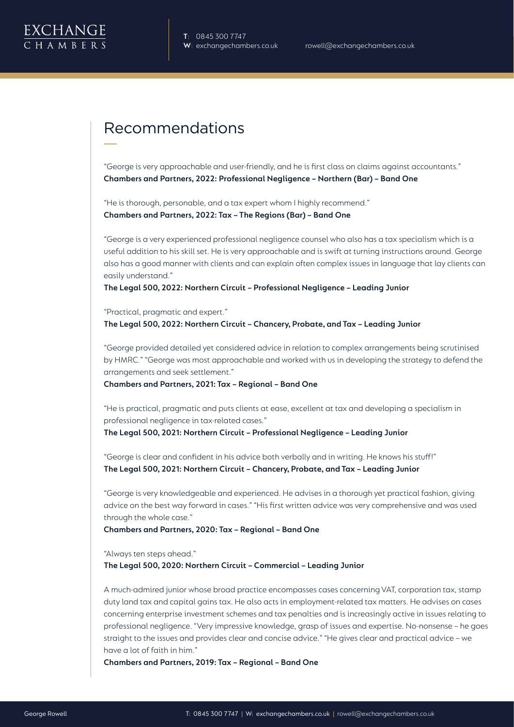# Recommendations

"George is very approachable and user-friendly, and he is first class on claims against accountants."
**Chambers and Partners, 2022: Professional Negligence – Northern (Bar) – Band One**

"He is thorough, personable, and a tax expert whom I highly recommend."
**Chambers and Partners, 2022: Tax – The Regions (Bar) – Band One**

"George is a very experienced professional negligence counsel who also has a tax specialism which is a useful addition to his skill set. He is very approachable and is swift at turning instructions around. George also has a good manner with clients and can explain often complex issues in language that lay clients can easily understand."
**The Legal 500, 2022: Northern Circuit – Professional Negligence – Leading Junior**

"Practical, pragmatic and expert."
**The Legal 500, 2022: Northern Circuit – Chancery, Probate, and Tax – Leading Junior**

"George provided detailed yet considered advice in relation to complex arrangements being scrutinised by HMRC." "George was most approachable and worked with us in developing the strategy to defend the arrangements and seek settlement."
**Chambers and Partners, 2021: Tax – Regional – Band One**

"He is practical, pragmatic and puts clients at ease, excellent at tax and developing a specialism in professional negligence in tax-related cases."
**The Legal 500, 2021: Northern Circuit – Professional Negligence – Leading Junior**

"George is clear and confident in his advice both verbally and in writing. He knows his stuff!"
**The Legal 500, 2021: Northern Circuit – Chancery, Probate, and Tax – Leading Junior**

"George is very knowledgeable and experienced. He advises in a thorough yet practical fashion, giving advice on the best way forward in cases." "His first written advice was very comprehensive and was used through the whole case."
**Chambers and Partners, 2020: Tax – Regional – Band One**

"Always ten steps ahead."
**The Legal 500, 2020: Northern Circuit – Commercial – Leading Junior**

A much-admired junior whose broad practice encompasses cases concerning VAT, corporation tax, stamp duty land tax and capital gains tax. He also acts in employment-related tax matters. He advises on cases concerning enterprise investment schemes and tax penalties and is increasingly active in issues relating to professional negligence. "Very impressive knowledge, grasp of issues and expertise. No-nonsense – he goes straight to the issues and provides clear and concise advice." "He gives clear and practical advice – we have a lot of faith in him."
**Chambers and Partners, 2019: Tax – Regional – Band One**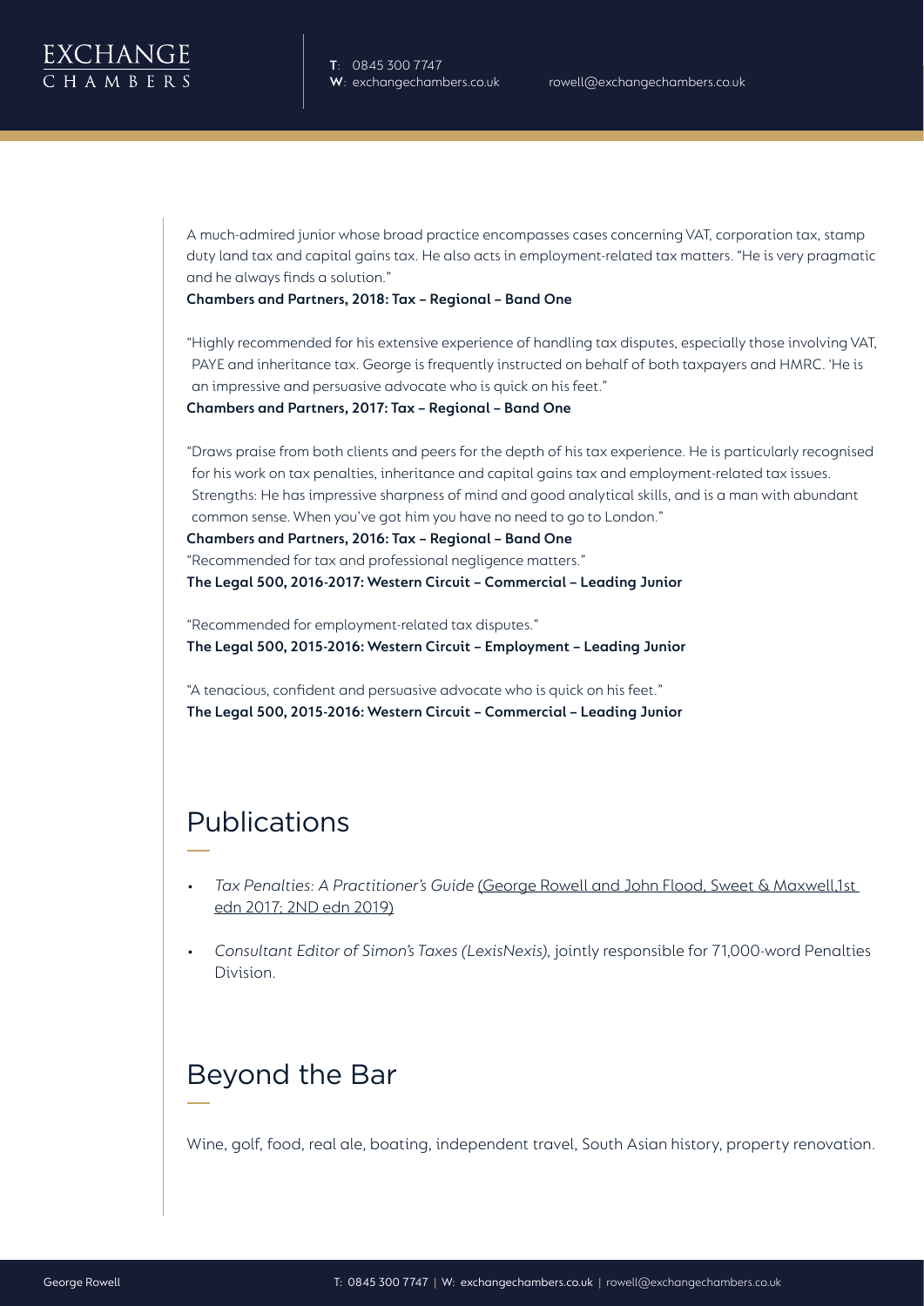A much-admired junior whose broad practice encompasses cases concerning VAT, corporation tax, stamp duty land tax and capital gains tax. He also acts in employment-related tax matters. "He is very pragmatic and he always finds a solution."

**Chambers and Partners, 2018: Tax – Regional – Band One**

"Highly recommended for his extensive experience of handling tax disputes, especially those involving VAT, PAYE and inheritance tax. George is frequently instructed on behalf of both taxpayers and HMRC. 'He is an impressive and persuasive advocate who is quick on his feet."

**Chambers and Partners, 2017: Tax – Regional – Band One**

"Draws praise from both clients and peers for the depth of his tax experience. He is particularly recognised for his work on tax penalties, inheritance and capital gains tax and employment-related tax issues. Strengths: He has impressive sharpness of mind and good analytical skills, and is a man with abundant common sense. When you've got him you have no need to go to London."

**Chambers and Partners, 2016: Tax – Regional – Band One**

"Recommended for tax and professional negligence matters."

**The Legal 500, 2016-2017: Western Circuit – Commercial – Leading Junior**

"Recommended for employment-related tax disputes."

**The Legal 500, 2015-2016: Western Circuit – Employment – Leading Junior**

"A tenacious, confident and persuasive advocate who is quick on his feet."

**The Legal 500, 2015-2016: Western Circuit – Commercial – Leading Junior**

## Publications

- *Tax Penalties: A Practitioner's Guide* (George Rowell and John Flood, Sweet & Maxwell,1st edn 2017; 2ND edn 2019)
- *Consultant Editor of Simon's Taxes (LexisNexis),* jointly responsible for 71,000-word Penalties Division.

## Beyond the Bar

Wine, golf, food, real ale, boating, independent travel, South Asian history, property renovation.